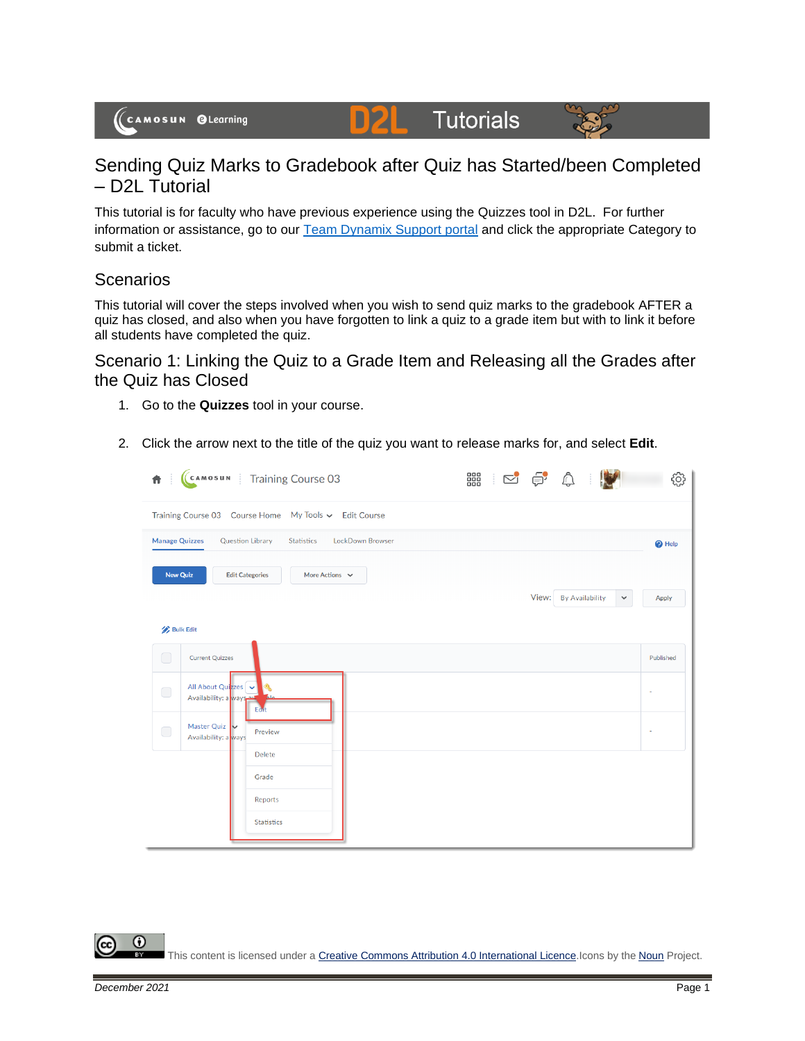# Sending Quiz Marks to Gradebook after Quiz has Started/been Completed – D2L Tutorial

This tutorial is for faculty who have previous experience using the Quizzes tool in D2L. For further information or assistance, go to our Team Dynamix Support portal and click the appropriate Category to submit a ticket.

## Scenarios

This tutorial will cover the steps involved when you wish to send quiz marks to the gradebook AFTER a quiz has closed, and also when you have forgotten to link a quiz to a grade item but with to link it before all students have completed the quiz.

## Scenario 1: Linking the Quiz to a Grade Item and Releasing all the Grades after the Quiz has Closed

1. Go to the **Quizzes** tool in your course.

2. Click the arrow next to the title of the quiz you want to release marks for, and select **Edit**.

This content is licensed under a Creative Commons Attribution 4.0 International Licence. Icons by the Noun Project.

*December 2021*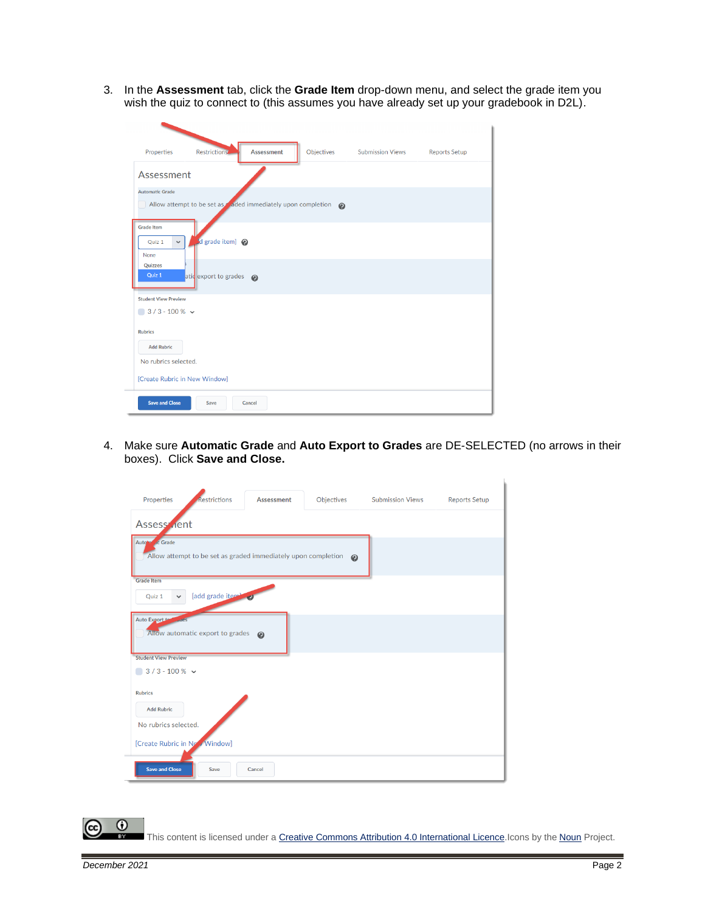3. In the **Assessment** tab, click the **Grade Item** drop-down menu, and select the grade item you wish the quiz to connect to (this assumes you have already set up your gradebook in D2L).

4. Make sure **Automatic Grade** and **Auto Export to Grades** are DE-SELECTED (no arrows in their boxes). Click **Save and Close.**

This content is licensed under a Creative Commons Attribution 4.0 International Licence. Icons by the Noun Project.

December 2021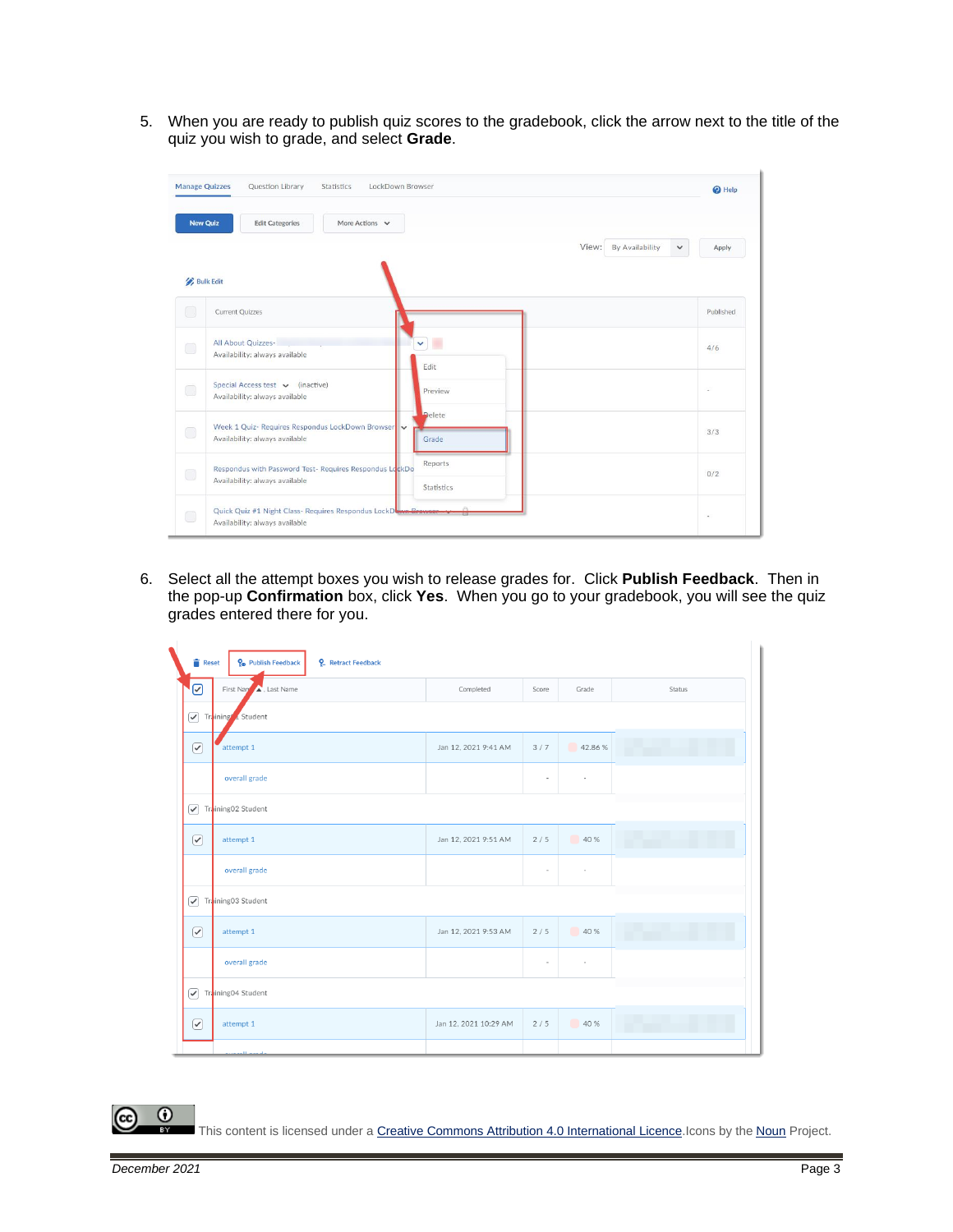5. When you are ready to publish quiz scores to the gradebook, click the arrow next to the title of the quiz you wish to grade, and select **Grade**.

6. Select all the attempt boxes you wish to release grades for. Click **Publish Feedback**. Then in the pop-up **Confirmation** box, click **Yes**. When you go to your gradebook, you will see the quiz grades entered there for you.

This content is licensed under a Creative Commons Attribution 4.0 International Licence. Icons by the Noun Project.

*December 2021*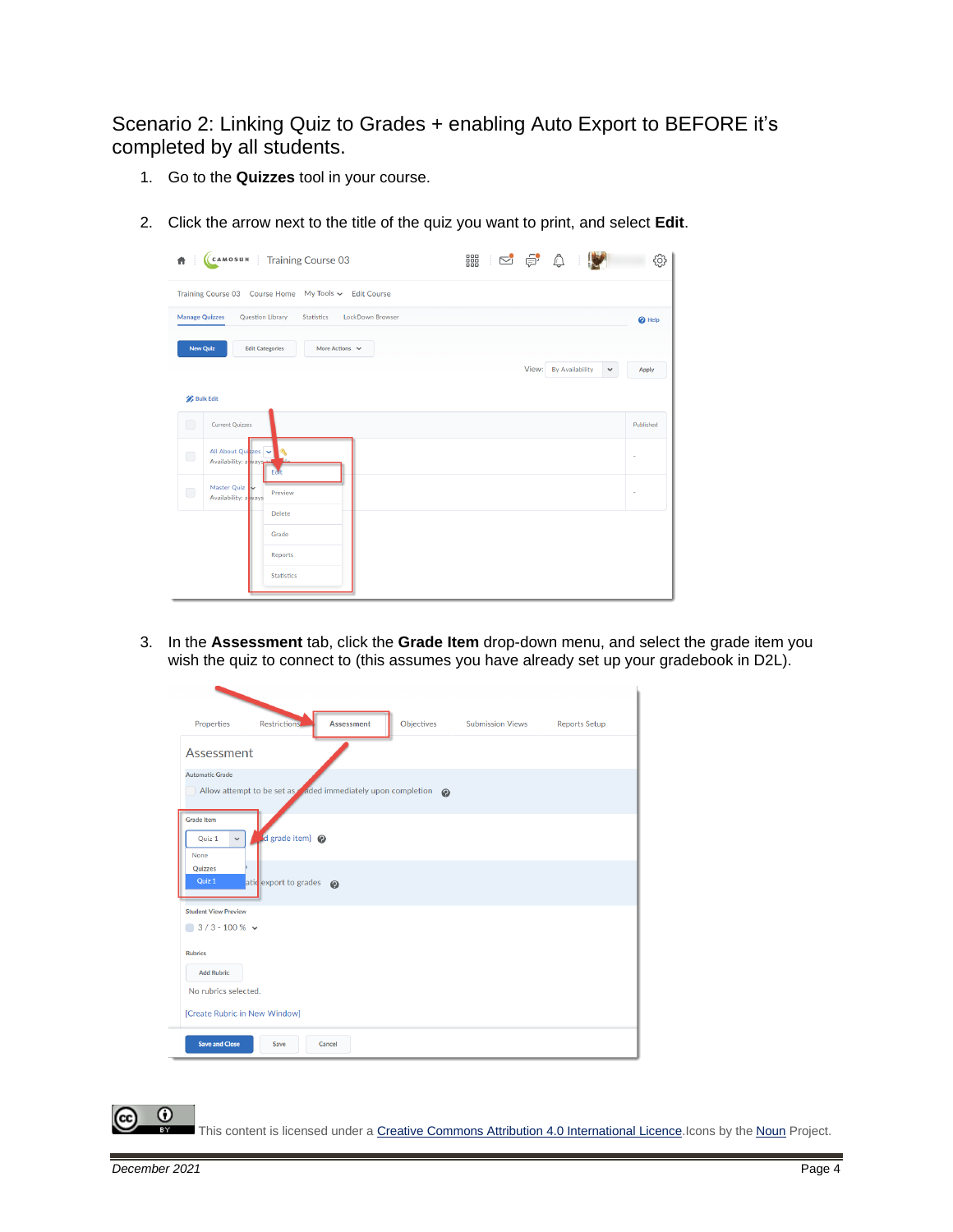## Scenario 2: Linking Quiz to Grades + enabling Auto Export to BEFORE it's completed by all students.

1. Go to the **Quizzes** tool in your course.

2. Click the arrow next to the title of the quiz you want to print, and select **Edit**.

3. In the **Assessment** tab, click the **Grade Item** drop-down menu, and select the grade item you wish the quiz to connect to (this assumes you have already set up your gradebook in D2L).

This content is licensed under a Creative Commons Attribution 4.0 International Licence. Icons by the Noun Project.

December 2021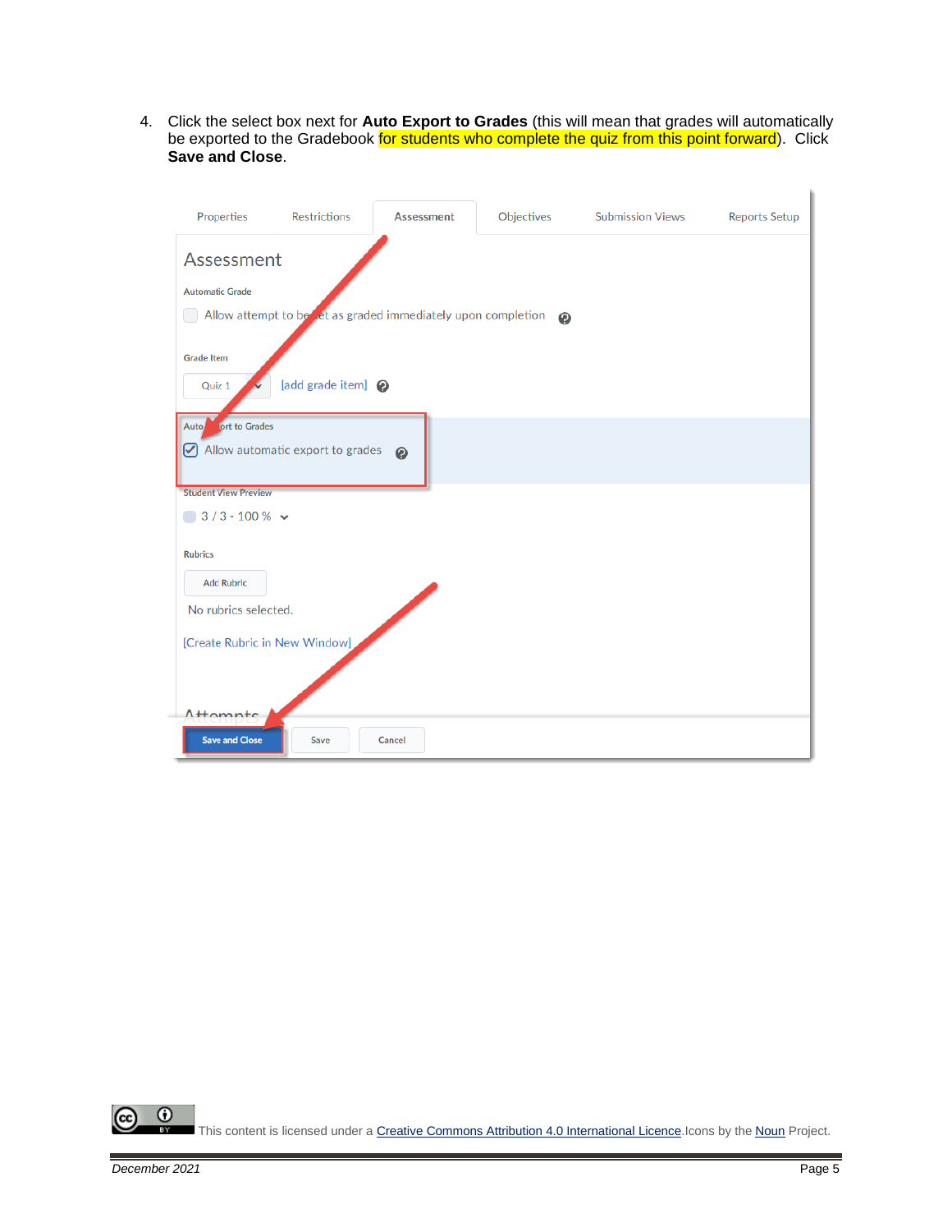4. Click the select box next for **Auto Export to Grades** (this will mean that grades will automatically be exported to the Gradebook for students who complete the quiz from this point forward). Click **Save and Close**.

This content is licensed under a Creative Commons Attribution 4.0 International Licence. Icons by the Noun Project.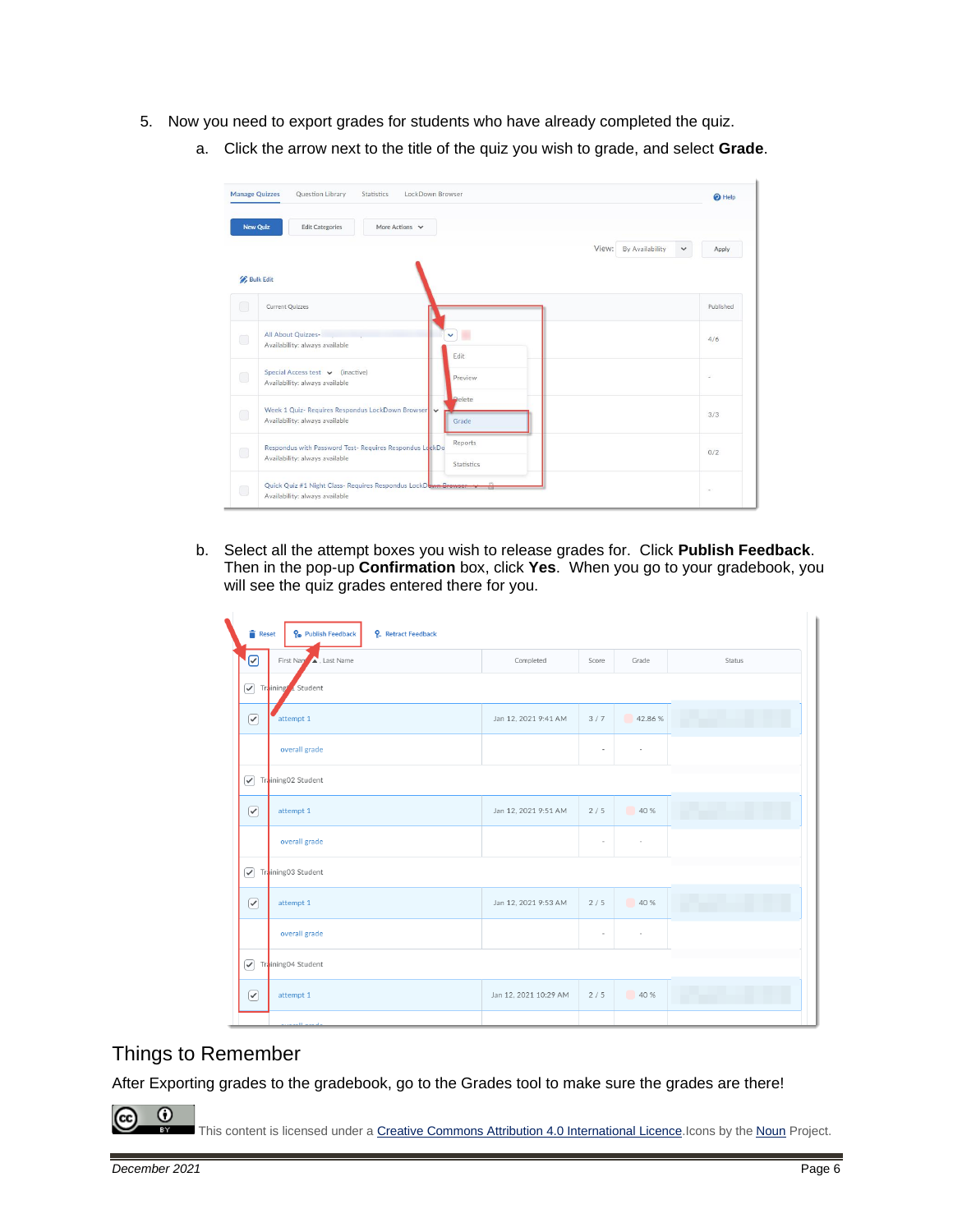5. Now you need to export grades for students who have already completed the quiz.

    a. Click the arrow next to the title of the quiz you wish to grade, and select **Grade**.

    b. Select all the attempt boxes you wish to release grades for. Click **Publish Feedback**. Then in the pop-up **Confirmation** box, click **Yes**. When you go to your gradebook, you will see the quiz grades entered there for you.

## Things to Remember

After Exporting grades to the gradebook, go to the Grades tool to make sure the grades are there!

This content is licensed under a Creative Commons Attribution 4.0 International Licence.Icons by the Noun Project.

*December 2021*